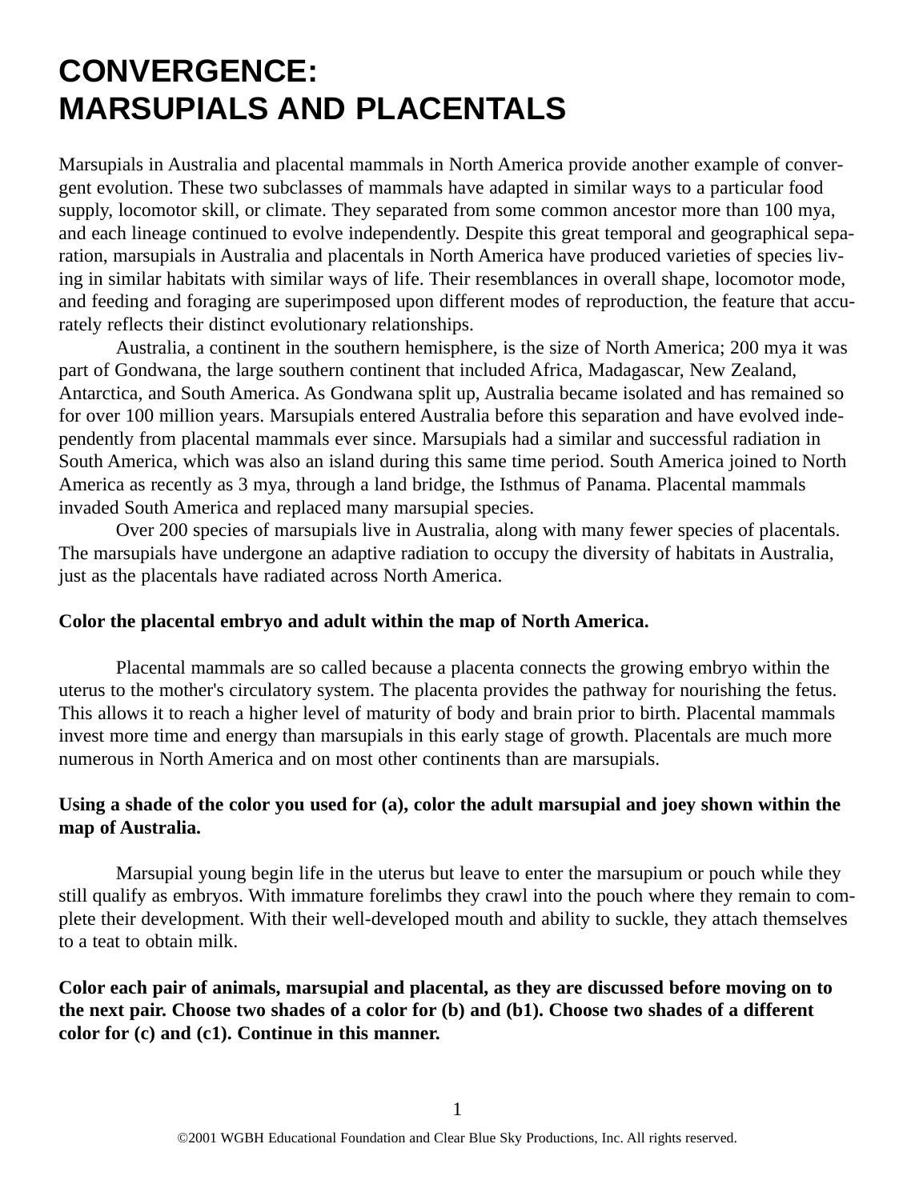# CONVERGENCE: MARSUPIALS AND PLACENTALS

Marsupials in Australia and placental mammals in North America provide another example of convergent evolution. These two subclasses of mammals have adapted in similar ways to a particular food supply, locomotor skill, or climate. They separated from some common ancestor more than 100 mya, and each lineage continued to evolve independently. Despite this great temporal and geographical separation, marsupials in Australia and placentals in North America have produced varieties of species living in similar habitats with similar ways of life. Their resemblances in overall shape, locomotor mode, and feeding and foraging are superimposed upon different modes of reproduction, the feature that accurately reflects their distinct evolutionary relationships.

Australia, a continent in the southern hemisphere, is the size of North America; 200 mya it was part of Gondwana, the large southern continent that included Africa, Madagascar, New Zealand, Antarctica, and South America. As Gondwana split up, Australia became isolated and has remained so for over 100 million years. Marsupials entered Australia before this separation and have evolved independently from placental mammals ever since. Marsupials had a similar and successful radiation in South America, which was also an island during this same time period. South America joined to North America as recently as 3 mya, through a land bridge, the Isthmus of Panama. Placental mammals invaded South America and replaced many marsupial species.

Over 200 species of marsupials live in Australia, along with many fewer species of placentals. The marsupials have undergone an adaptive radiation to occupy the diversity of habitats in Australia, just as the placentals have radiated across North America.

**Color the placental embryo and adult within the map of North America.**

Placental mammals are so called because a placenta connects the growing embryo within the uterus to the mother's circulatory system. The placenta provides the pathway for nourishing the fetus. This allows it to reach a higher level of maturity of body and brain prior to birth. Placental mammals invest more time and energy than marsupials in this early stage of growth. Placentals are much more numerous in North America and on most other continents than are marsupials.

**Using a shade of the color you used for (a), color the adult marsupial and joey shown within the map of Australia.**

Marsupial young begin life in the uterus but leave to enter the marsupium or pouch while they still qualify as embryos. With immature forelimbs they crawl into the pouch where they remain to complete their development. With their well-developed mouth and ability to suckle, they attach themselves to a teat to obtain milk.

**Color each pair of animals, marsupial and placental, as they are discussed before moving on to the next pair. Choose two shades of a color for (b) and (b1). Choose two shades of a different color for (c) and (c1). Continue in this manner.**

©2001 WGBH Educational Foundation and Clear Blue Sky Productions, Inc. All rights reserved.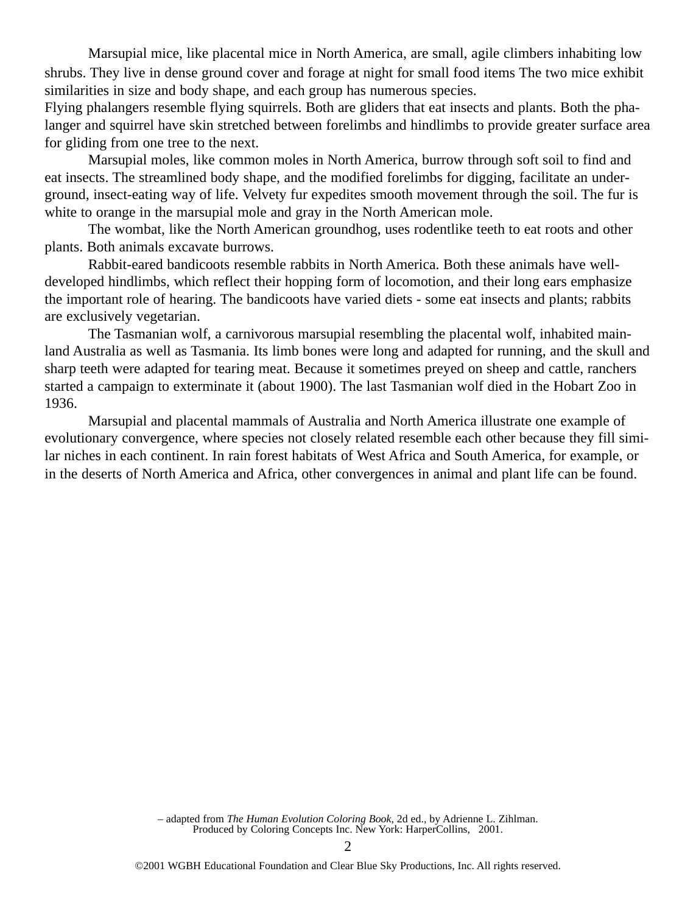Marsupial mice, like placental mice in North America, are small, agile climbers inhabiting low shrubs. They live in dense ground cover and forage at night for small food items The two mice exhibit similarities in size and body shape, and each group has numerous species.

Flying phalangers resemble flying squirrels. Both are gliders that eat insects and plants. Both the phalanger and squirrel have skin stretched between forelimbs and hindlimbs to provide greater surface area for gliding from one tree to the next.

Marsupial moles, like common moles in North America, burrow through soft soil to find and eat insects. The streamlined body shape, and the modified forelimbs for digging, facilitate an underground, insect-eating way of life. Velvety fur expedites smooth movement through the soil. The fur is white to orange in the marsupial mole and gray in the North American mole.

The wombat, like the North American groundhog, uses rodentlike teeth to eat roots and other plants. Both animals excavate burrows.

Rabbit-eared bandicoots resemble rabbits in North America. Both these animals have well-developed hindlimbs, which reflect their hopping form of locomotion, and their long ears emphasize the important role of hearing. The bandicoots have varied diets - some eat insects and plants; rabbits are exclusively vegetarian.

The Tasmanian wolf, a carnivorous marsupial resembling the placental wolf, inhabited mainland Australia as well as Tasmania. Its limb bones were long and adapted for running, and the skull and sharp teeth were adapted for tearing meat. Because it sometimes preyed on sheep and cattle, ranchers started a campaign to exterminate it (about 1900). The last Tasmanian wolf died in the Hobart Zoo in 1936.

Marsupial and placental mammals of Australia and North America illustrate one example of evolutionary convergence, where species not closely related resemble each other because they fill similar niches in each continent. In rain forest habitats of West Africa and South America, for example, or in the deserts of North America and Africa, other convergences in animal and plant life can be found.

– adapted from *The Human Evolution Coloring Book*, 2d ed., by Adrienne L. Zihlman. Produced by Coloring Concepts Inc. New York: HarperCollins, 2001.

©2001 WGBH Educational Foundation and Clear Blue Sky Productions, Inc. All rights reserved.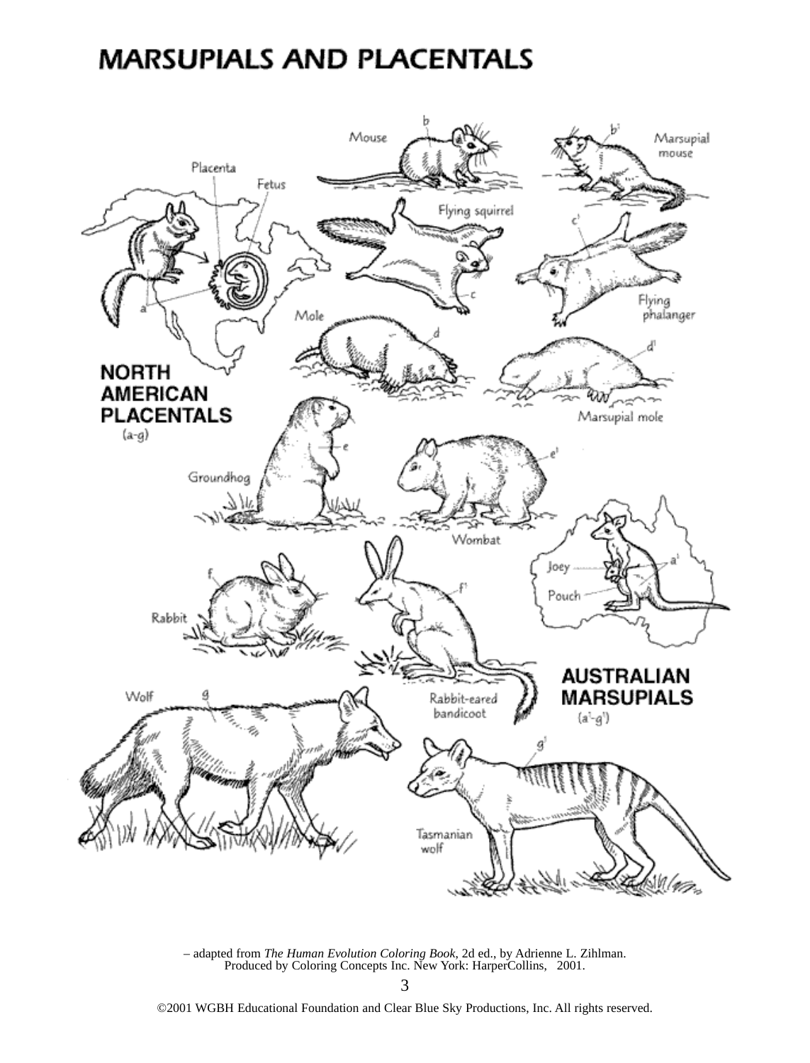# MARSUPIALS AND PLACENTALS

Placenta

Fetus

Mouse

Marsupial mouse

Flying squirrel

Flying phalanger

Mole

Marsupial mole

**NORTH AMERICAN PLACENTALS**

(a-g)

Groundhog

Wombat

Joey

Pouch

Rabbit

Rabbit-eared bandicoot

**AUSTRALIAN MARSUPIALS**

(a'-g')

Wolf

Tasmanian wolf

– adapted from *The Human Evolution Coloring Book*, 2d ed., by Adrienne L. Zihlman. Produced by Coloring Concepts Inc. New York: HarperCollins, 2001.

©2001 WGBH Educational Foundation and Clear Blue Sky Productions, Inc. All rights reserved.